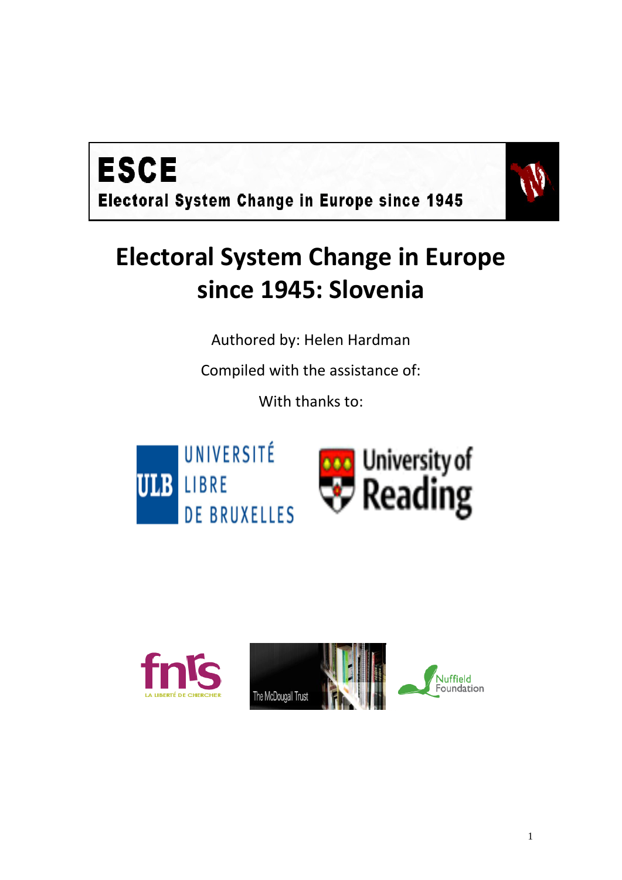**ESCE**

**Electoral System Change in Europe since 1945**

# Electoral System Change in Europe since 1945: Slovenia

Authored by: Helen Hardman

Compiled with the assistance of:

With thanks to: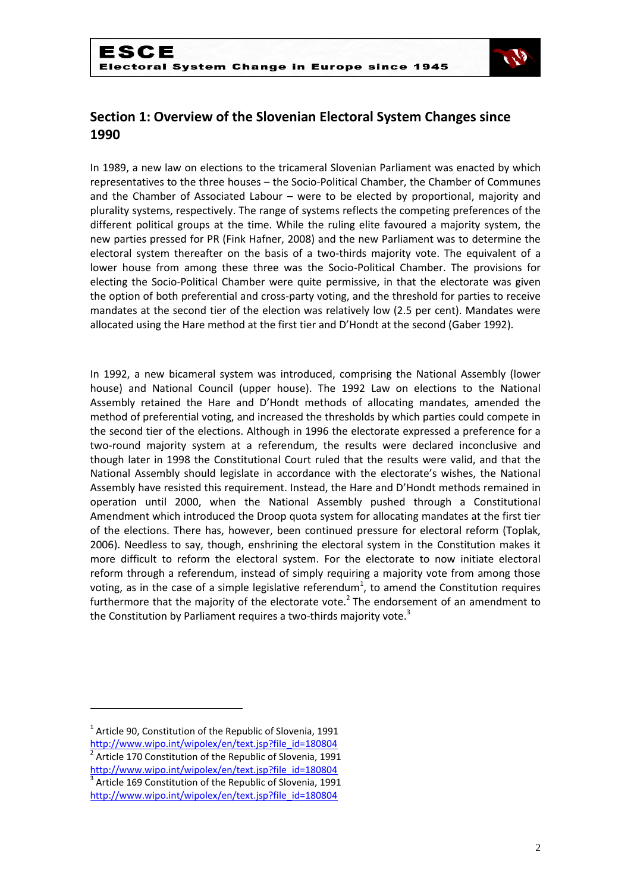## Section 1: Overview of the Slovenian Electoral System Changes since 1990

In 1989, a new law on elections to the tricameral Slovenian Parliament was enacted by which representatives to the three houses – the Socio-Political Chamber, the Chamber of Communes and the Chamber of Associated Labour – were to be elected by proportional, majority and plurality systems, respectively. The range of systems reflects the competing preferences of the different political groups at the time. While the ruling elite favoured a majority system, the new parties pressed for PR (Fink Hafner, 2008) and the new Parliament was to determine the electoral system thereafter on the basis of a two-thirds majority vote. The equivalent of a lower house from among these three was the Socio-Political Chamber. The provisions for electing the Socio-Political Chamber were quite permissive, in that the electorate was given the option of both preferential and cross-party voting, and the threshold for parties to receive mandates at the second tier of the election was relatively low (2.5 per cent). Mandates were allocated using the Hare method at the first tier and D'Hondt at the second (Gaber 1992).

In 1992, a new bicameral system was introduced, comprising the National Assembly (lower house) and National Council (upper house). The 1992 Law on elections to the National Assembly retained the Hare and D'Hondt methods of allocating mandates, amended the method of preferential voting, and increased the thresholds by which parties could compete in the second tier of the elections. Although in 1996 the electorate expressed a preference for a two-round majority system at a referendum, the results were declared inconclusive and though later in 1998 the Constitutional Court ruled that the results were valid, and that the National Assembly should legislate in accordance with the electorate's wishes, the National Assembly have resisted this requirement. Instead, the Hare and D'Hondt methods remained in operation until 2000, when the National Assembly pushed through a Constitutional Amendment which introduced the Droop quota system for allocating mandates at the first tier of the elections. There has, however, been continued pressure for electoral reform (Toplak, 2006). Needless to say, though, enshrining the electoral system in the Constitution makes it more difficult to reform the electoral system. For the electorate to now initiate electoral reform through a referendum, instead of simply requiring a majority vote from among those voting, as in the case of a simple legislative referendum[1], to amend the Constitution requires furthermore that the majority of the electorate vote.[2] The endorsement of an amendment to the Constitution by Parliament requires a two-thirds majority vote.[3]

---

[1] Article 90, Constitution of the Republic of Slovenia, 1991 http://www.wipo.int/wipolex/en/text.jsp?file_id=180804

[2] Article 170 Constitution of the Republic of Slovenia, 1991 http://www.wipo.int/wipolex/en/text.jsp?file_id=180804

[3] Article 169 Constitution of the Republic of Slovenia, 1991 http://www.wipo.int/wipolex/en/text.jsp?file_id=180804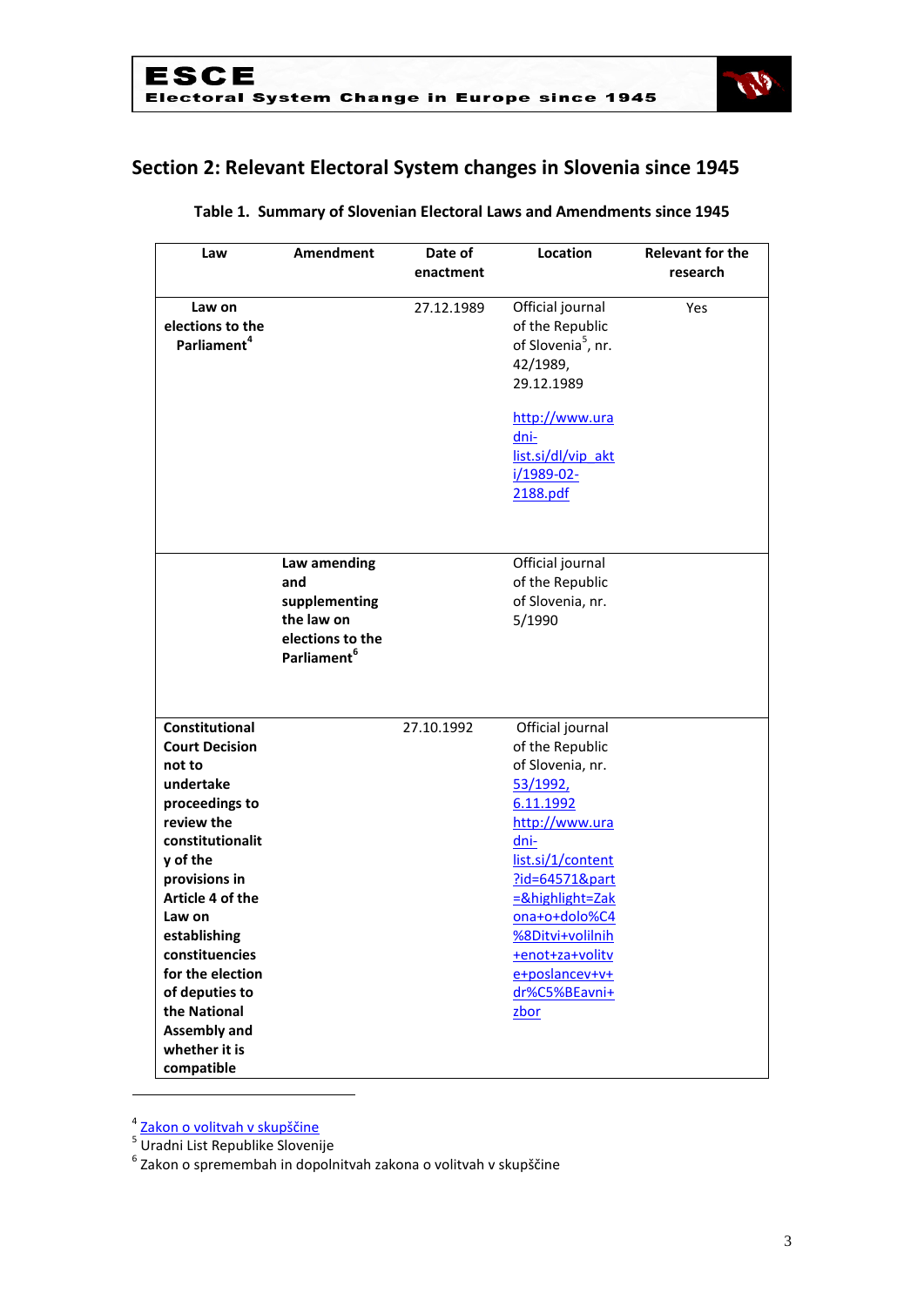## Section 2: Relevant Electoral System changes in Slovenia since 1945

**Table 1. Summary of Slovenian Electoral Laws and Amendments since 1945**

| Law | Amendment | Date of enactment | Location | Relevant for the research |
|---|---|---|---|---|
| **Law on elections to the Parliament**[4] | | 27.12.1989 | Official journal of the Republic of Slovenia[5], nr. 42/1989, 29.12.1989 http://www.uradni-list.si/dl/vip_akti/1989-02-2188.pdf | Yes |
| | **Law amending and supplementing the law on elections to the Parliament**[6] | | Official journal of the Republic of Slovenia, nr. 5/1990 | |
| **Constitutional Court Decision not to undertake proceedings to review the constitutionality of the provisions in Article 4 of the Law on establishing constituencies for the election of deputies to the National Assembly and whether it is compatible** | | 27.10.1992 | Official journal of the Republic of Slovenia, nr. 53/1992, 6.11.1992 http://www.uradni-list.si/1/content?id=64571&part=&highlight=Zakona+o+dolo%C4%8Ditvi+volilnih+enot+za+volitve+poslancev+v+dr%C5%BEavni+zbor | |

[4] Zakon o volitvah v skupščine
[5] Uradni List Republike Slovenije
[6] Zakon o spremembah in dopolnitvah zakona o volitvah v skupščine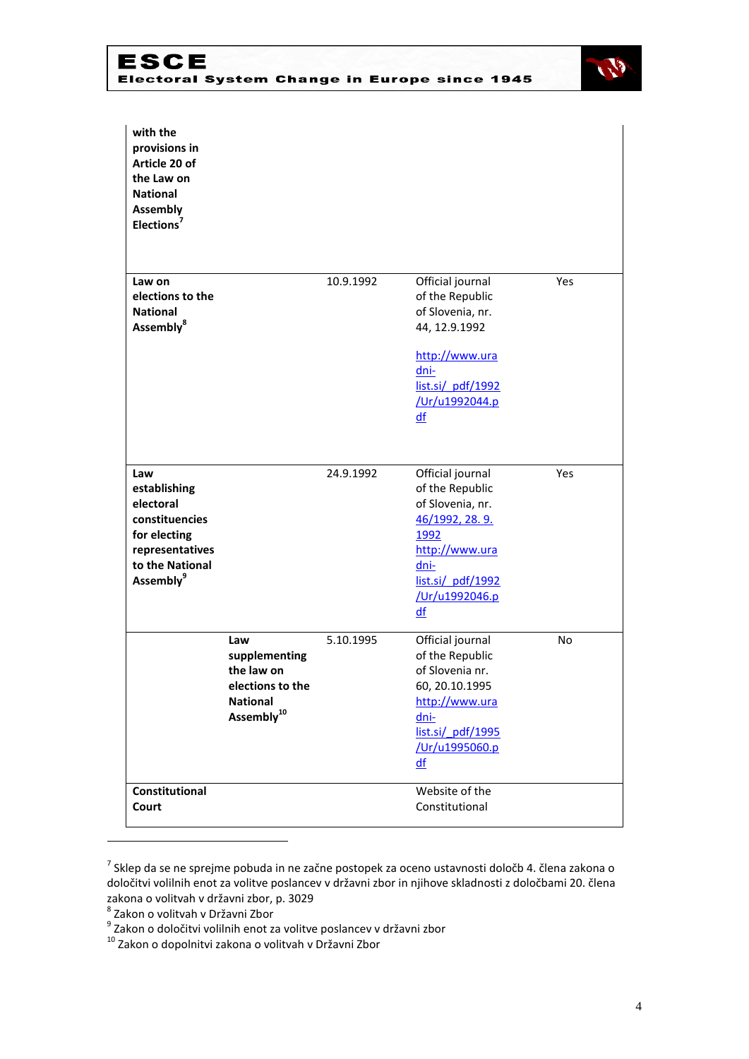| | | | | |
|---|---|---|---|---|
| **with the provisions in Article 20 of the Law on National Assembly Elections**[7] | | | | |
| **Law on elections to the National Assembly**[8] | | 10.9.1992 | Official journal of the Republic of Slovenia, nr. 44, 12.9.1992 http://www.uradni-list.si/_pdf/1992/Ur/u1992044.pdf | Yes |
| **Law establishing electoral constituencies for electing representatives to the National Assembly**[9] | | 24.9.1992 | Official journal of the Republic of Slovenia, nr. 46/1992, 28. 9. 1992 http://www.uradni-list.si/_pdf/1992/Ur/u1992046.pdf | Yes |
| | **Law supplementing the law on elections to the National Assembly**[10] | 5.10.1995 | Official journal of the Republic of Slovenia nr. 60, 20.10.1995 http://www.uradni-list.si/_pdf/1995/Ur/u1995060.pdf | No |
| **Constitutional Court** | | | Website of the Constitutional | |

---

[7] Sklep da se ne sprejme pobuda in ne začne postopek za oceno ustavnosti določb 4. člena zakona o določitvi volilnih enot za volitve poslancev v državni zbor in njihove skladnosti z določbami 20. člena zakona o volitvah v državni zbor, p. 3029

[8] Zakon o volitvah v Državni Zbor

[9] Zakon o določitvi volilnih enot za volitve poslancev v državni zbor

[10] Zakon o dopolnitvi zakona o volitvah v Državni Zbor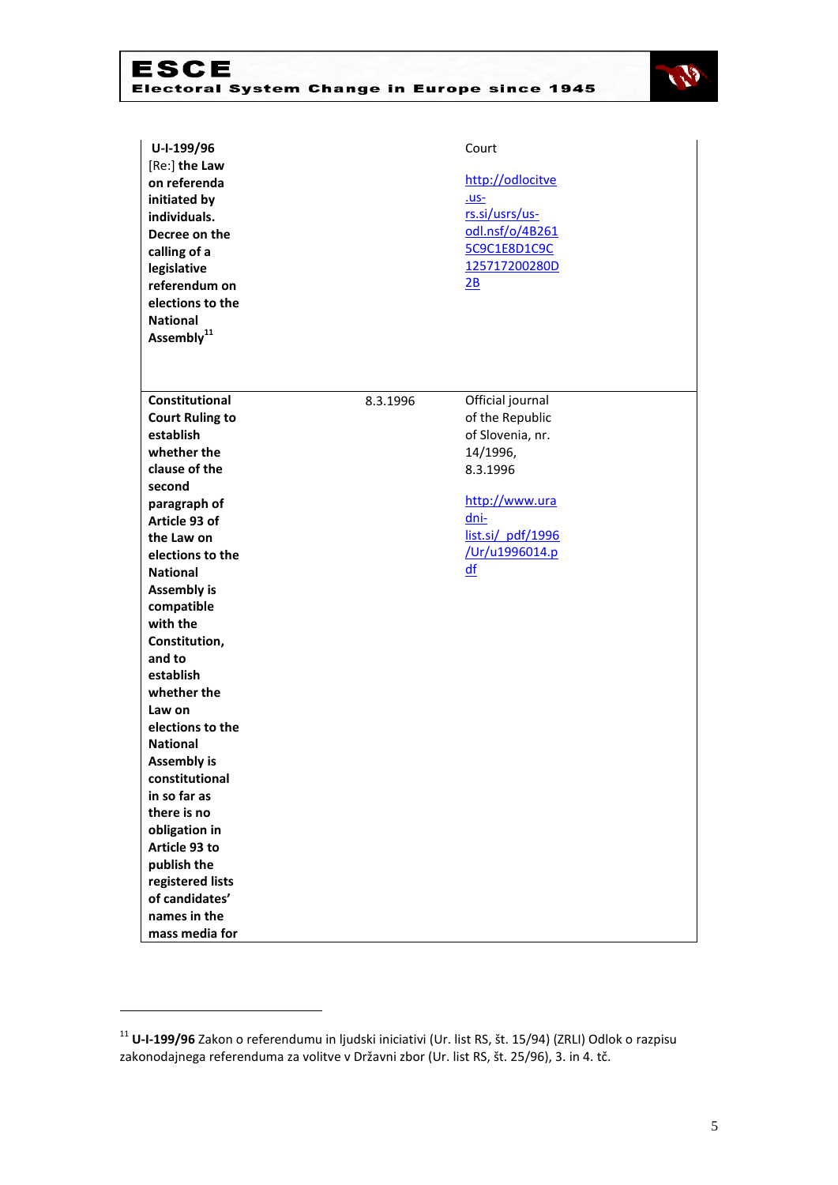| | | |
|---|---|---|
| **U-I-199/96** [Re:] **the Law on referenda initiated by individuals. Decree on the calling of a legislative referendum on elections to the National Assembly**[11] | | Court<br><br>http://odlocitve.us-rs.si/usrs/us-odl.nsf/o/4B2615C9C1E8D1C9C125717200280D2B |
| **Constitutional Court Ruling to establish whether the clause of the second paragraph of Article 93 of the Law on elections to the National Assembly is compatible with the Constitution, and to establish whether the Law on elections to the National Assembly is constitutional in so far as there is no obligation in Article 93 to publish the registered lists of candidates' names in the mass media for** | 8.3.1996 | Official journal of the Republic of Slovenia, nr. 14/1996, 8.3.1996<br><br>http://www.uradni-list.si/_pdf/1996/Ur/u1996014.pdf |

[11] **U-I-199/96** Zakon o referendumu in ljudski iniciativi (Ur. list RS, št. 15/94) (ZRLI) Odlok o razpisu zakonodajnega referenduma za volitve v Državni zbor (Ur. list RS, št. 25/96), 3. in 4. tč.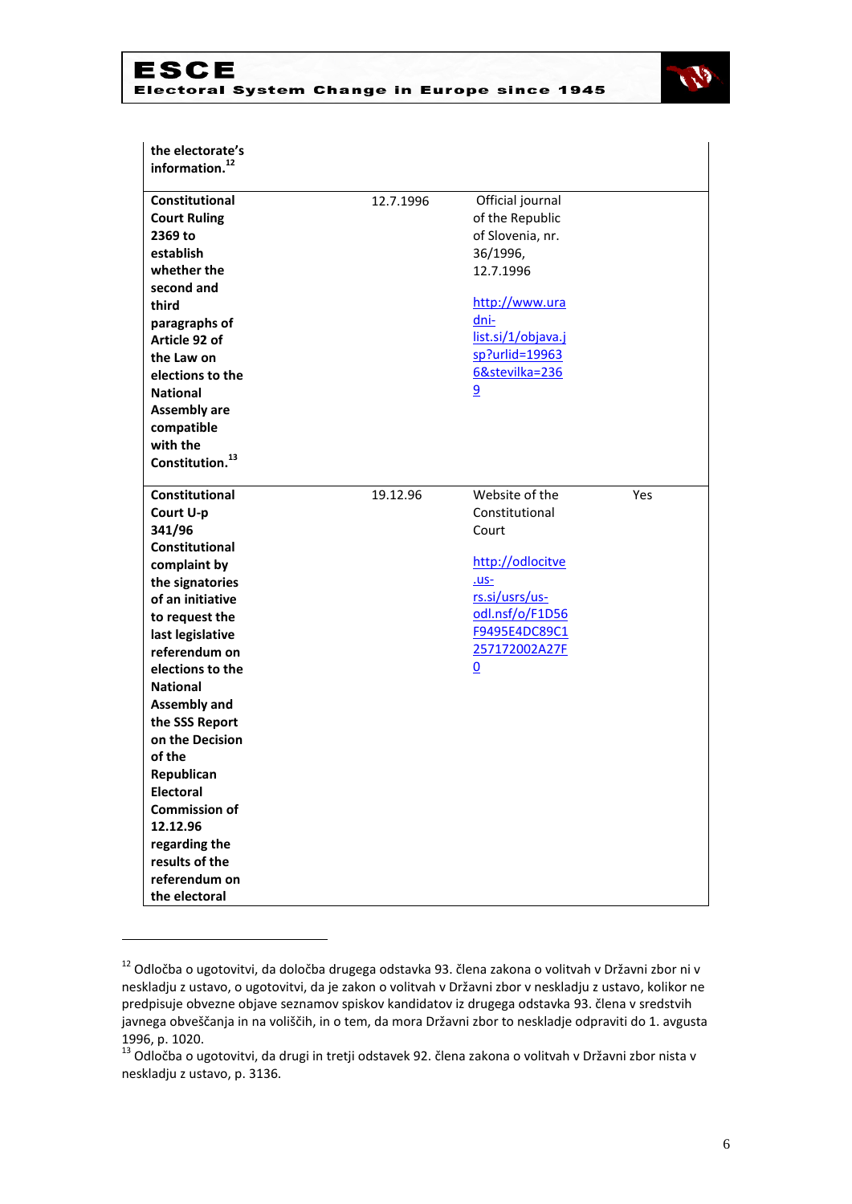| | | | |
|---|---|---|---|
| **the electorate's information.**[12] | | | |
| **Constitutional Court Ruling 2369 to establish whether the second and third paragraphs of Article 92 of the Law on elections to the National Assembly are compatible with the Constitution.**[13] | 12.7.1996 | Official journal of the Republic of Slovenia, nr. 36/1996, 12.7.1996 [http://www.uradni-list.si/1/objava.jsp?urlid=199636&stevilka=2369](http://www.uradni-list.si/1/objava.jsp?urlid=199636&stevilka=2369) | |
| **Constitutional Court U-p 341/96 Constitutional complaint by the signatories of an initiative to request the last legislative referendum on elections to the National Assembly and the SSS Report on the Decision of the Republican Electoral Commission of 12.12.96 regarding the results of the referendum on the electoral** | 19.12.96 | Website of the Constitutional Court [http://odlocitve.us-rs.si/usrs/us-odl.nsf/o/F1D56F9495E4DC89C1257172002A27F0](http://odlocitve.us-rs.si/usrs/us-odl.nsf/o/F1D56F9495E4DC89C1257172002A27F0) | Yes |

[12] Odločba o ugotovitvi, da določba drugega odstavka 93. člena zakona o volitvah v Državni zbor ni v neskladju z ustavo, o ugotovitvi, da je zakon o volitvah v Državni zbor v neskladju z ustavo, kolikor ne predpisuje obvezne objave seznamov spiskov kandidatov iz drugega odstavka 93. člena v sredstvih javnega obveščanja in na voliščih, in o tem, da mora Državni zbor to neskladje odpraviti do 1. avgusta 1996, p. 1020.

[13] Odločba o ugotovitvi, da drugi in tretji odstavek 92. člena zakona o volitvah v Državni zbor nista v neskladju z ustavo, p. 3136.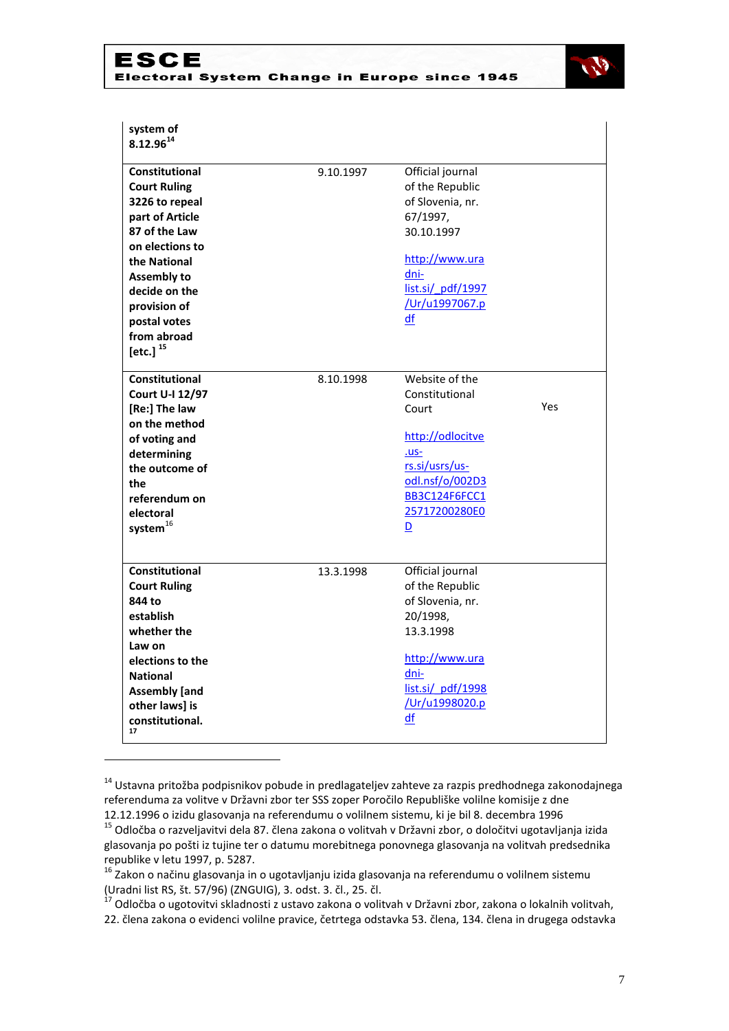| | | | |
|---|---|---|---|
| **system of 8.12.96**[14] | | | |
| **Constitutional Court Ruling 3226 to repeal part of Article 87 of the Law on elections to the National Assembly to decide on the provision of postal votes from abroad [etc.]** [15] | 9.10.1997 | Official journal of the Republic of Slovenia, nr. 67/1997, 30.10.1997<br><br>http://www.uradni-list.si/_pdf/1997/Ur/u1997067.pdf | |
| **Constitutional Court U-I 12/97 [Re:] The law on the method of voting and determining the outcome of the referendum on electoral system**[16] | 8.10.1998 | Website of the Constitutional Court<br><br>http://odlocitve.us-rs.si/usrs/us-odl.nsf/o/002D3BB3C124F6FCC125717200280E0D | Yes |
| **Constitutional Court Ruling 844 to establish whether the Law on elections to the National Assembly [and other laws] is constitutional.**[17] | 13.3.1998 | Official journal of the Republic of Slovenia, nr. 20/1998, 13.3.1998<br><br>http://www.uradni-list.si/_pdf/1998/Ur/u1998020.pdf | |

---

[14] Ustavna pritožba podpisnikov pobude in predlagateljev zahteve za razpis predhodnega zakonodajnega referenduma za volitve v Državni zbor ter SSS zoper Poročilo Republiške volilne komisije z dne 12.12.1996 o izidu glasovanja na referendumu o volilnem sistemu, ki je bil 8. decembra 1996

[15] Odločba o razveljavitvi dela 87. člena zakona o volitvah v Državni zbor, o določitvi ugotavljanja izida glasovanja po pošti iz tujine ter o datumu morebitnega ponovnega glasovanja na volitvah predsednika republike v letu 1997, p. 5287.

[16] Zakon o načinu glasovanja in o ugotavljanju izida glasovanja na referendumu o volilnem sistemu (Uradni list RS, št. 57/96) (ZNGUIG), 3. odst. 3. čl., 25. čl.

[17] Odločba o ugotovitvi skladnosti z ustavo zakona o volitvah v Državni zbor, zakona o lokalnih volitvah, 22. člena zakona o evidenci volilne pravice, četrtega odstavka 53. člena, 134. člena in drugega odstavka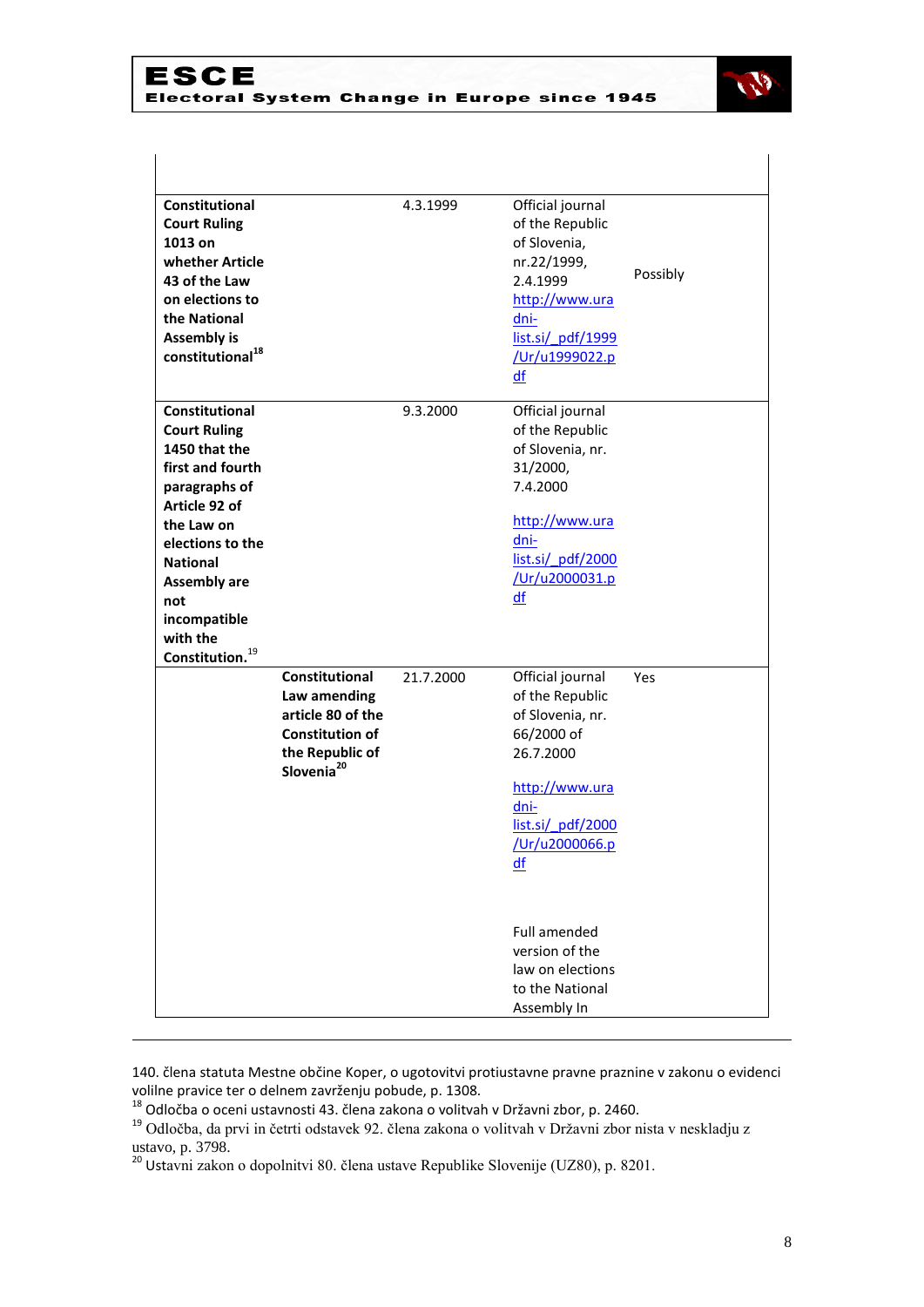| | | | | |
|---|---|---|---|---|
| **Constitutional Court Ruling 1013 on whether Article 43 of the Law on elections to the National Assembly is constitutional**[18] | | 4.3.1999 | Official journal of the Republic of Slovenia, nr.22/1999, 2.4.1999 http://www.uradni-list.si/_pdf/1999/Ur/u1999022.pdf | Possibly |
| **Constitutional Court Ruling 1450 that the first and fourth paragraphs of Article 92 of the Law on elections to the National Assembly are not incompatible with the Constitution.**[19] | | 9.3.2000 | Official journal of the Republic of Slovenia, nr. 31/2000, 7.4.2000 http://www.uradni-list.si/_pdf/2000/Ur/u2000031.pdf | |
| | **Constitutional Law amending article 80 of the Constitution of the Republic of Slovenia**[20] | 21.7.2000 | Official journal of the Republic of Slovenia, nr. 66/2000 of 26.7.2000 http://www.uradni-list.si/_pdf/2000/Ur/u2000066.pdf Full amended version of the law on elections to the National Assembly In | Yes |

140. člena statuta Mestne občine Koper, o ugotovitvi protiustavne pravne praznine v zakonu o evidenci volilne pravice ter o delnem zavrženju pobude, p. 1308.

[18] Odločba o oceni ustavnosti 43. člena zakona o volitvah v Državni zbor, p. 2460.

[19] Odločba, da prvi in četrti odstavek 92. člena zakona o volitvah v Državni zbor nista v neskladju z ustavo, p. 3798.

[20] Ustavni zakon o dopolnitvi 80. člena ustave Republike Slovenije (UZ80), p. 8201.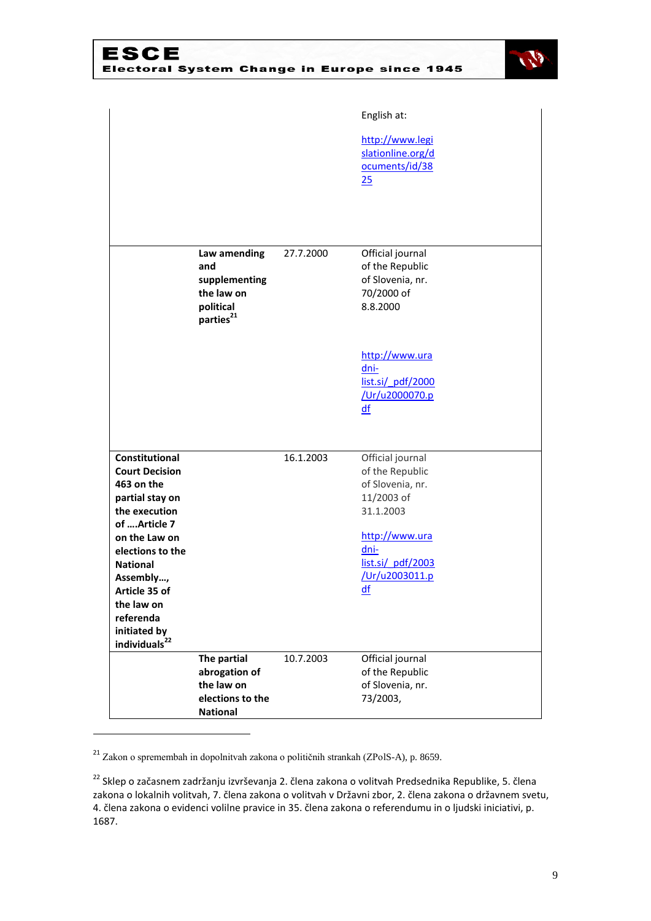| | | | |
|---|---|---|---|
| | | | English at:<br><br>http://www.legislationline.org/documents/id/3825 |
| | **Law amending and supplementing the law on political parties**[21] | 27.7.2000 | Official journal of the Republic of Slovenia, nr. 70/2000 of 8.8.2000<br><br>http://www.uradni-list.si/_pdf/2000/Ur/u2000070.pdf |
| **Constitutional Court Decision 463 on the partial stay on the execution of ….Article 7 on the Law on elections to the National Assembly…, Article 35 of the law on referenda initiated by individuals**[22] | | 16.1.2003 | Official journal of the Republic of Slovenia, nr. 11/2003 of 31.1.2003<br><br>http://www.uradni-list.si/_pdf/2003/Ur/u2003011.pdf |
| | **The partial abrogation of the law on elections to the National** | 10.7.2003 | Official journal of the Republic of Slovenia, nr. 73/2003, |

[21] Zakon o spremembah in dopolnitvah zakona o političnih strankah (ZPolS-A), p. 8659.

[22] Sklep o začasnem zadržanju izvrševanja 2. člena zakona o volitvah Predsednika Republike, 5. člena zakona o lokalnih volitvah, 7. člena zakona o volitvah v Državni zbor, 2. člena zakona o državnem svetu, 4. člena zakona o evidenci volilne pravice in 35. člena zakona o referendumu in o ljudski iniciativi, p. 1687.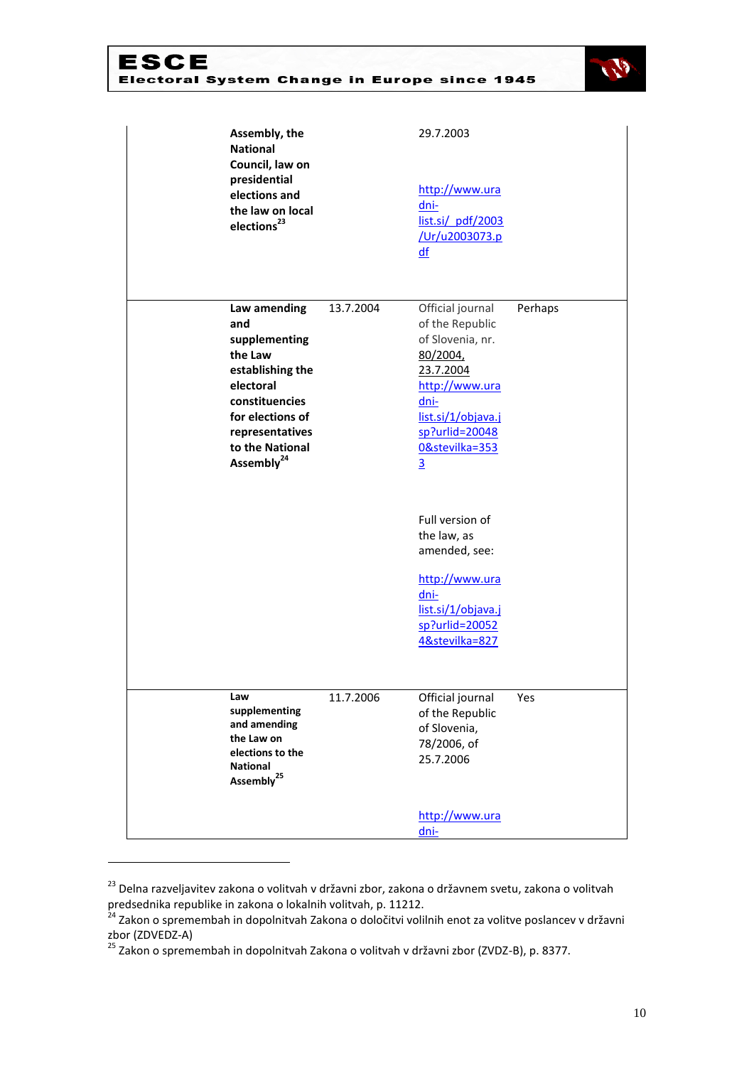| | | | | |
|---|---|---|---|---|
| | Assembly, the National Council, law on presidential elections and the law on local elections[23] | | 29.7.2003<br><br>http://www.uradni-list.si/_pdf/2003/Ur/u2003073.pdf | |
| | **Law amending and supplementing the Law establishing the electoral constituencies for elections of representatives to the National Assembly[24]** | 13.7.2004 | Official journal of the Republic of Slovenia, nr. 80/2004, 23.7.2004 http://www.uradni-list.si/1/objava.jsp?urlid=200480&stevilka=3533<br><br>Full version of the law, as amended, see:<br><br>http://www.uradni-list.si/1/objava.jsp?urlid=200524&stevilka=827 | Perhaps |
| | **Law supplementing and amending the Law on elections to the National Assembly[25]** | 11.7.2006 | Official journal of the Republic of Slovenia, 78/2006, of 25.7.2006<br><br>http://www.uradni- | Yes |

[23] Delna razveljavitev zakona o volitvah v državni zbor, zakona o državnem svetu, zakona o volitvah predsednika republike in zakona o lokalnih volitvah, p. 11212.

[24] Zakon o spremembah in dopolnitvah Zakona o določitvi volilnih enot za volitve poslancev v državni zbor (ZDVEDZ-A)

[25] Zakon o spremembah in dopolnitvah Zakona o volitvah v državni zbor (ZVDZ-B), p. 8377.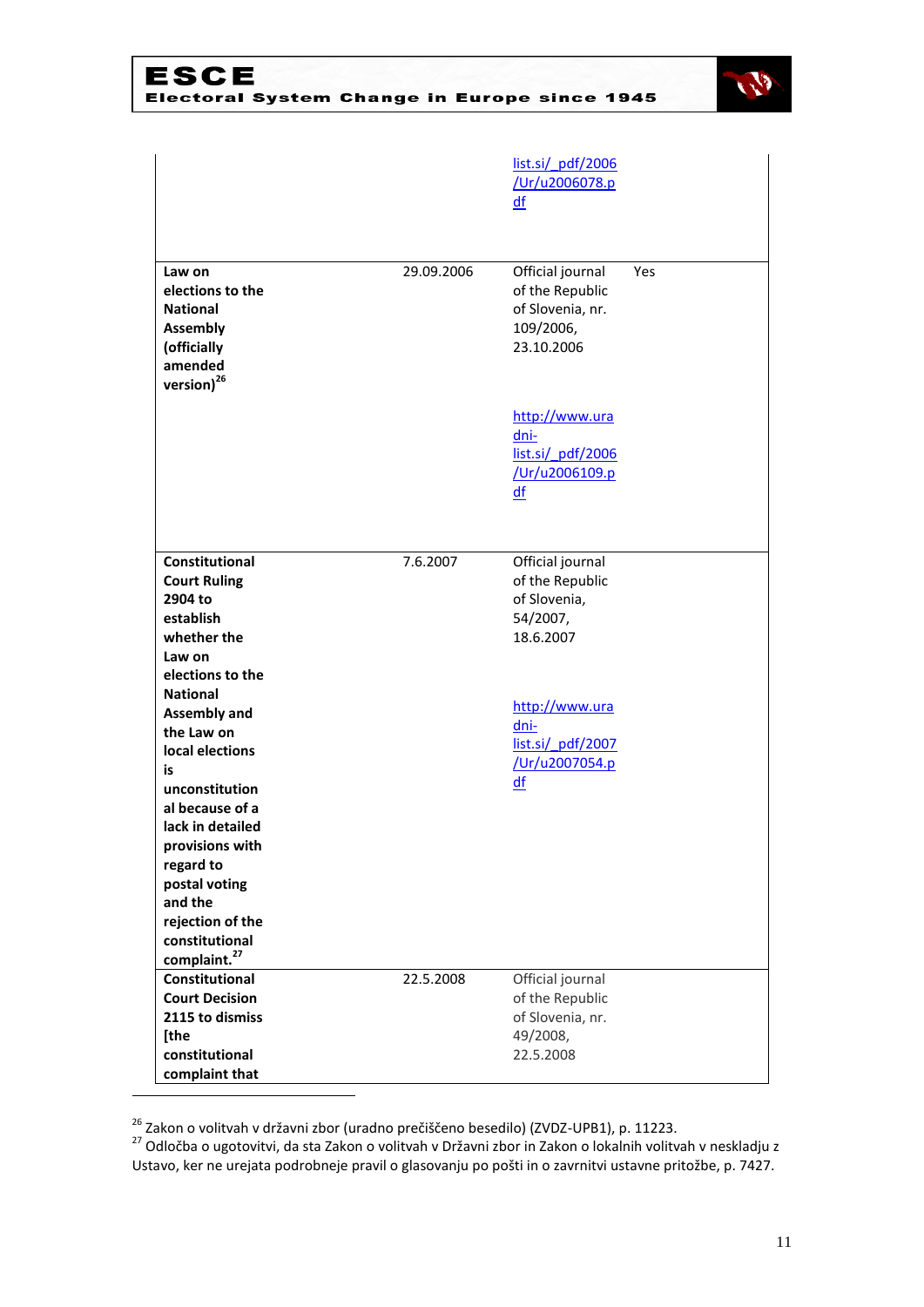| | | | |
|---|---|---|---|
| | | list.si/_pdf/2006/Ur/u2006078.pdf | |
| **Law on elections to the National Assembly (officially amended version)**[26] | 29.09.2006 | Official journal of the Republic of Slovenia, nr. 109/2006, 23.10.2006<br><br>http://www.uradni-list.si/_pdf/2006/Ur/u2006109.pdf | Yes |
| **Constitutional Court Ruling 2904 to establish whether the Law on elections to the National Assembly and the Law on local elections is unconstitutional because of a lack in detailed provisions with regard to postal voting and the rejection of the constitutional complaint.**[27] | 7.6.2007 | Official journal of the Republic of Slovenia, 54/2007, 18.6.2007<br><br>http://www.uradni-list.si/_pdf/2007/Ur/u2007054.pdf | |
| **Constitutional Court Decision 2115 to dismiss [the constitutional complaint that** | 22.5.2008 | Official journal of the Republic of Slovenia, nr. 49/2008, 22.5.2008 | |

[26] Zakon o volitvah v državni zbor (uradno prečiščeno besedilo) (ZVDZ-UPB1), p. 11223.

[27] Odločba o ugotovitvi, da sta Zakon o volitvah v Državni zbor in Zakon o lokalnih volitvah v neskladju z Ustavo, ker ne urejata podrobneje pravil o glasovanju po pošti in o zavrnitvi ustavne pritožbe, p. 7427.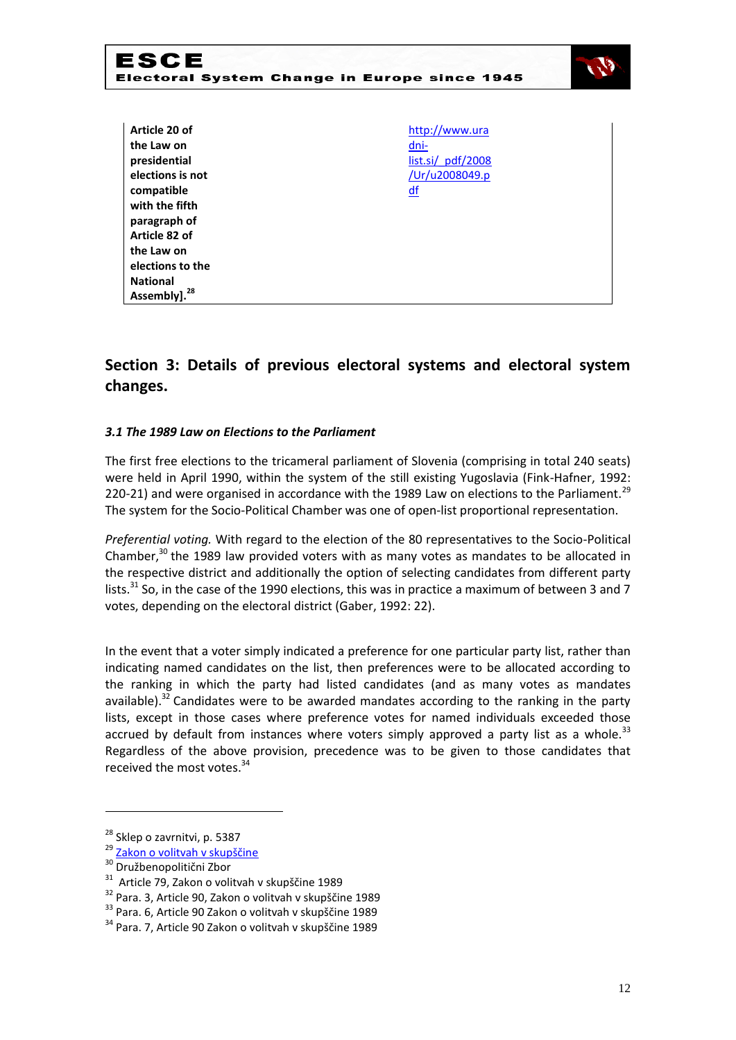| **Article 20 of the Law on presidential elections is not compatible with the fifth paragraph of Article 82 of the Law on elections to the National Assembly].**[28] | | http://www.uradni-list.si/_pdf/2008/Ur/u2008049.pdf |
|---|---|---|

## Section 3: Details of previous electoral systems and electoral system changes.

### *3.1 The 1989 Law on Elections to the Parliament*

The first free elections to the tricameral parliament of Slovenia (comprising in total 240 seats) were held in April 1990, within the system of the still existing Yugoslavia (Fink-Hafner, 1992: 220-21) and were organised in accordance with the 1989 Law on elections to the Parliament.[29] The system for the Socio-Political Chamber was one of open-list proportional representation.

*Preferential voting.* With regard to the election of the 80 representatives to the Socio-Political Chamber,[30] the 1989 law provided voters with as many votes as mandates to be allocated in the respective district and additionally the option of selecting candidates from different party lists.[31] So, in the case of the 1990 elections, this was in practice a maximum of between 3 and 7 votes, depending on the electoral district (Gaber, 1992: 22).

In the event that a voter simply indicated a preference for one particular party list, rather than indicating named candidates on the list, then preferences were to be allocated according to the ranking in which the party had listed candidates (and as many votes as mandates available).[32] Candidates were to be awarded mandates according to the ranking in the party lists, except in those cases where preference votes for named individuals exceeded those accrued by default from instances where voters simply approved a party list as a whole.[33] Regardless of the above provision, precedence was to be given to those candidates that received the most votes.[34]

---

[28] Sklep o zavrnitvi, p. 5387

[29] Zakon o volitvah v skupščine

[30] Družbenopolitični Zbor

[31] Article 79, Zakon o volitvah v skupščine 1989

[32] Para. 3, Article 90, Zakon o volitvah v skupščine 1989

[33] Para. 6, Article 90 Zakon o volitvah v skupščine 1989

[34] Para. 7, Article 90 Zakon o volitvah v skupščine 1989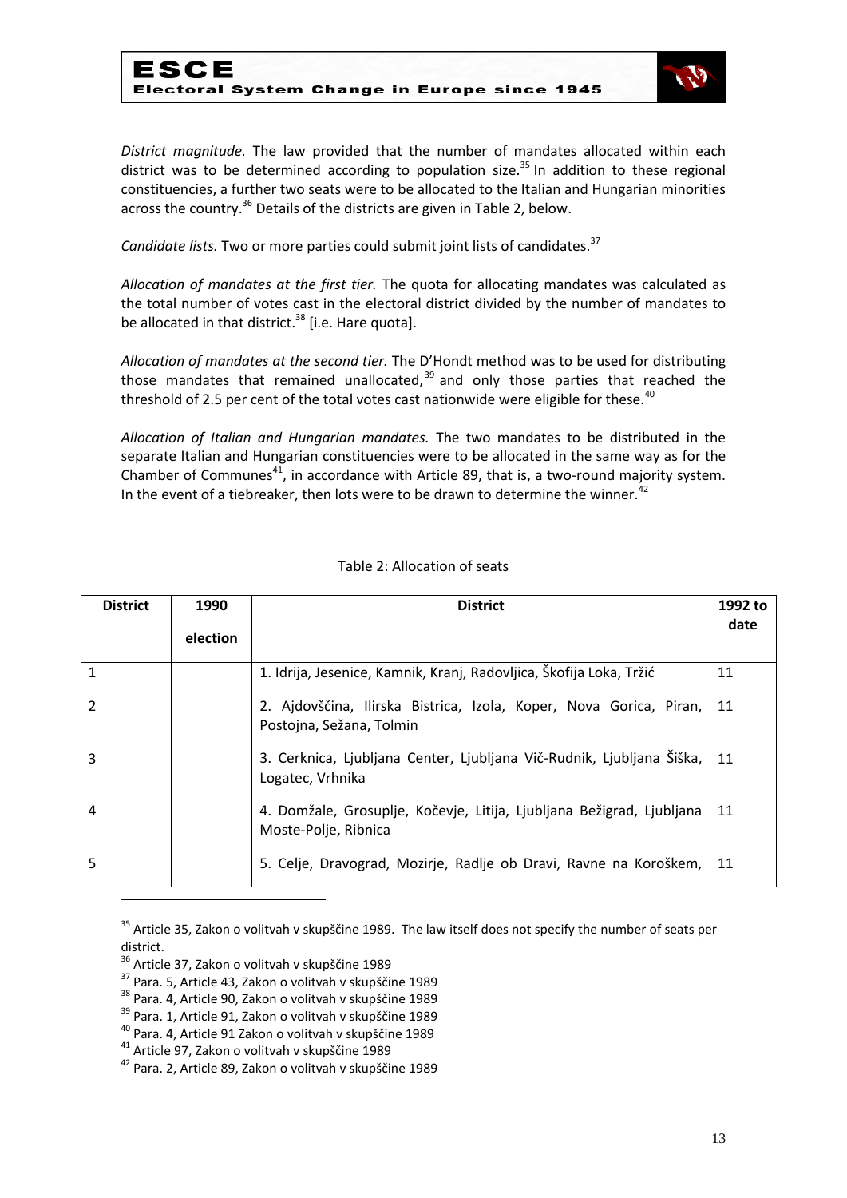*District magnitude.* The law provided that the number of mandates allocated within each district was to be determined according to population size.[35] In addition to these regional constituencies, a further two seats were to be allocated to the Italian and Hungarian minorities across the country.[36] Details of the districts are given in Table 2, below.

*Candidate lists.* Two or more parties could submit joint lists of candidates.[37]

*Allocation of mandates at the first tier.* The quota for allocating mandates was calculated as the total number of votes cast in the electoral district divided by the number of mandates to be allocated in that district.[38] [i.e. Hare quota].

*Allocation of mandates at the second tier.* The D'Hondt method was to be used for distributing those mandates that remained unallocated,[39] and only those parties that reached the threshold of 2.5 per cent of the total votes cast nationwide were eligible for these.[40]

*Allocation of Italian and Hungarian mandates.* The two mandates to be distributed in the separate Italian and Hungarian constituencies were to be allocated in the same way as for the Chamber of Communes[41], in accordance with Article 89, that is, a two-round majority system. In the event of a tiebreaker, then lots were to be drawn to determine the winner.[42]

Table 2: Allocation of seats

| District | 1990 election | District | 1992 to date |
|---|---|---|---|
| 1 | | 1. Idrija, Jesenice, Kamnik, Kranj, Radovljica, Škofija Loka, Tržić | 11 |
| 2 | | 2. Ajdovščina, Ilirska Bistrica, Izola, Koper, Nova Gorica, Piran, Postojna, Sežana, Tolmin | 11 |
| 3 | | 3. Cerknica, Ljubljana Center, Ljubljana Vič-Rudnik, Ljubljana Šiška, Logatec, Vrhnika | 11 |
| 4 | | 4. Domžale, Grosuplje, Kočevje, Litija, Ljubljana Bežigrad, Ljubljana Moste-Polje, Ribnica | 11 |
| 5 | | 5. Celje, Dravograd, Mozirje, Radlje ob Dravi, Ravne na Koroškem, | 11 |

[35] Article 35, Zakon o volitvah v skupščine 1989. The law itself does not specify the number of seats per district.

[36] Article 37, Zakon o volitvah v skupščine 1989

[37] Para. 5, Article 43, Zakon o volitvah v skupščine 1989

[38] Para. 4, Article 90, Zakon o volitvah v skupščine 1989

[39] Para. 1, Article 91, Zakon o volitvah v skupščine 1989

[40] Para. 4, Article 91 Zakon o volitvah v skupščine 1989

[41] Article 97, Zakon o volitvah v skupščine 1989

[42] Para. 2, Article 89, Zakon o volitvah v skupščine 1989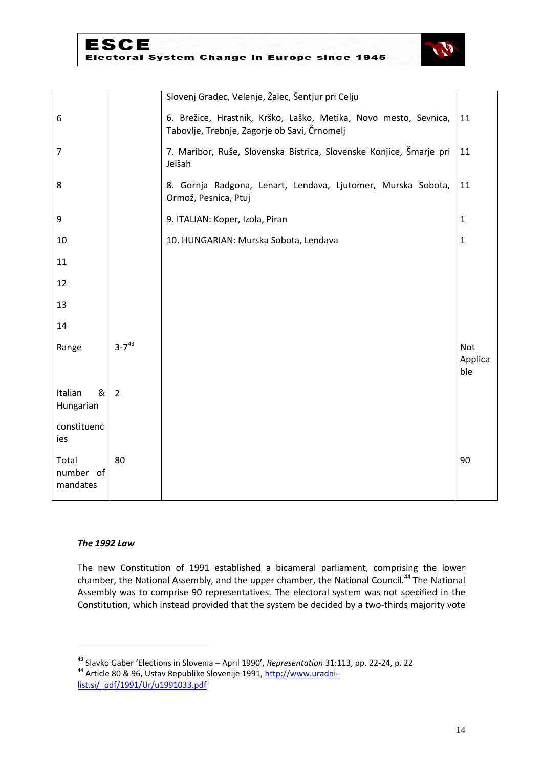| | | | |
|---|---|---|---|
| | | Slovenj Gradec, Velenje, Žalec, Šentjur pri Celju | |
| 6 | | 6. Brežice, Hrastnik, Krško, Laško, Metika, Novo mesto, Sevnica, Tabovlje, Trebnje, Zagorje ob Savi, Črnomelj | 11 |
| 7 | | 7. Maribor, Ruše, Slovenska Bistrica, Slovenske Konjice, Šmarje pri Jelšah | 11 |
| 8 | | 8. Gornja Radgona, Lenart, Lendava, Ljutomer, Murska Sobota, Ormož, Pesnica, Ptuj | 11 |
| 9 | | 9. ITALIAN: Koper, Izola, Piran | 1 |
| 10 | | 10. HUNGARIAN: Murska Sobota, Lendava | 1 |
| 11 | | | |
| 12 | | | |
| 13 | | | |
| 14 | | | |
| Range | 3-7[43] | | Not Applicable |
| Italian & Hungarian constituencies | 2 | | |
| Total number of mandates | 80 | | 90 |

***The 1992 Law***

The new Constitution of 1991 established a bicameral parliament, comprising the lower chamber, the National Assembly, and the upper chamber, the National Council.[44] The National Assembly was to comprise 90 representatives. The electoral system was not specified in the Constitution, which instead provided that the system be decided by a two-thirds majority vote

---

[43] Slavko Gaber 'Elections in Slovenia – April 1990', *Representation* 31:113, pp. 22-24, p. 22

[44] Article 80 & 96, Ustav Republike Slovenije 1991, http://www.uradni-list.si/_pdf/1991/Ur/u1991033.pdf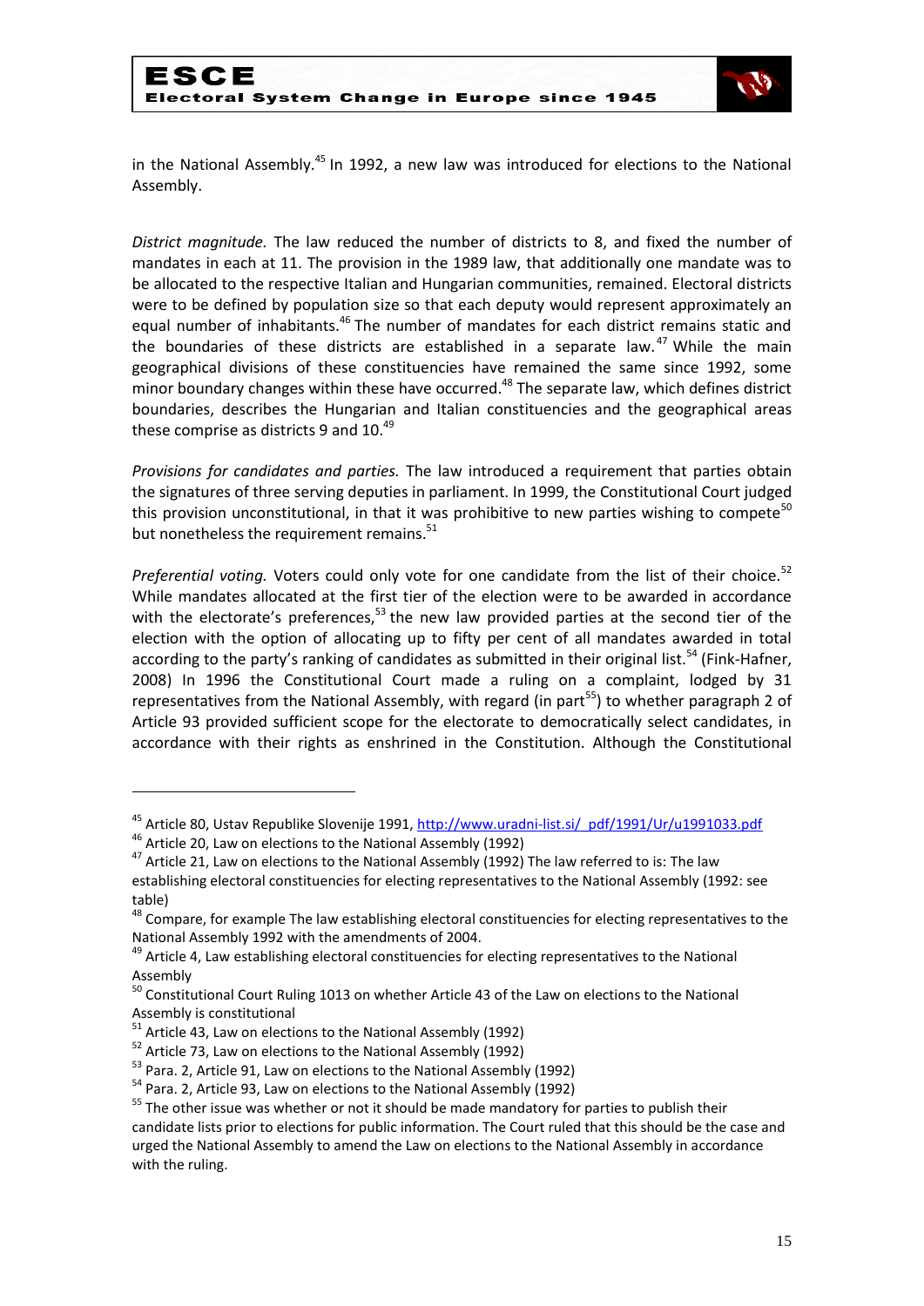in the National Assembly.[45] In 1992, a new law was introduced for elections to the National Assembly.

*District magnitude.* The law reduced the number of districts to 8, and fixed the number of mandates in each at 11. The provision in the 1989 law, that additionally one mandate was to be allocated to the respective Italian and Hungarian communities, remained. Electoral districts were to be defined by population size so that each deputy would represent approximately an equal number of inhabitants.[46] The number of mandates for each district remains static and the boundaries of these districts are established in a separate law.[47] While the main geographical divisions of these constituencies have remained the same since 1992, some minor boundary changes within these have occurred.[48] The separate law, which defines district boundaries, describes the Hungarian and Italian constituencies and the geographical areas these comprise as districts 9 and 10.[49]

*Provisions for candidates and parties.* The law introduced a requirement that parties obtain the signatures of three serving deputies in parliament. In 1999, the Constitutional Court judged this provision unconstitutional, in that it was prohibitive to new parties wishing to compete[50] but nonetheless the requirement remains.[51]

*Preferential voting.* Voters could only vote for one candidate from the list of their choice.[52] While mandates allocated at the first tier of the election were to be awarded in accordance with the electorate's preferences,[53] the new law provided parties at the second tier of the election with the option of allocating up to fifty per cent of all mandates awarded in total according to the party's ranking of candidates as submitted in their original list.[54] (Fink-Hafner, 2008) In 1996 the Constitutional Court made a ruling on a complaint, lodged by 31 representatives from the National Assembly, with regard (in part[55]) to whether paragraph 2 of Article 93 provided sufficient scope for the electorate to democratically select candidates, in accordance with their rights as enshrined in the Constitution. Although the Constitutional

---

[45] Article 80, Ustav Republike Slovenije 1991, http://www.uradni-list.si/_pdf/1991/Ur/u1991033.pdf

[46] Article 20, Law on elections to the National Assembly (1992)

[47] Article 21, Law on elections to the National Assembly (1992) The law referred to is: The law establishing electoral constituencies for electing representatives to the National Assembly (1992: see table)

[48] Compare, for example The law establishing electoral constituencies for electing representatives to the National Assembly 1992 with the amendments of 2004.

[49] Article 4, Law establishing electoral constituencies for electing representatives to the National Assembly

[50] Constitutional Court Ruling 1013 on whether Article 43 of the Law on elections to the National Assembly is constitutional

[51] Article 43, Law on elections to the National Assembly (1992)

[52] Article 73, Law on elections to the National Assembly (1992)

[53] Para. 2, Article 91, Law on elections to the National Assembly (1992)

[54] Para. 2, Article 93, Law on elections to the National Assembly (1992)

[55] The other issue was whether or not it should be made mandatory for parties to publish their candidate lists prior to elections for public information. The Court ruled that this should be the case and urged the National Assembly to amend the Law on elections to the National Assembly in accordance with the ruling.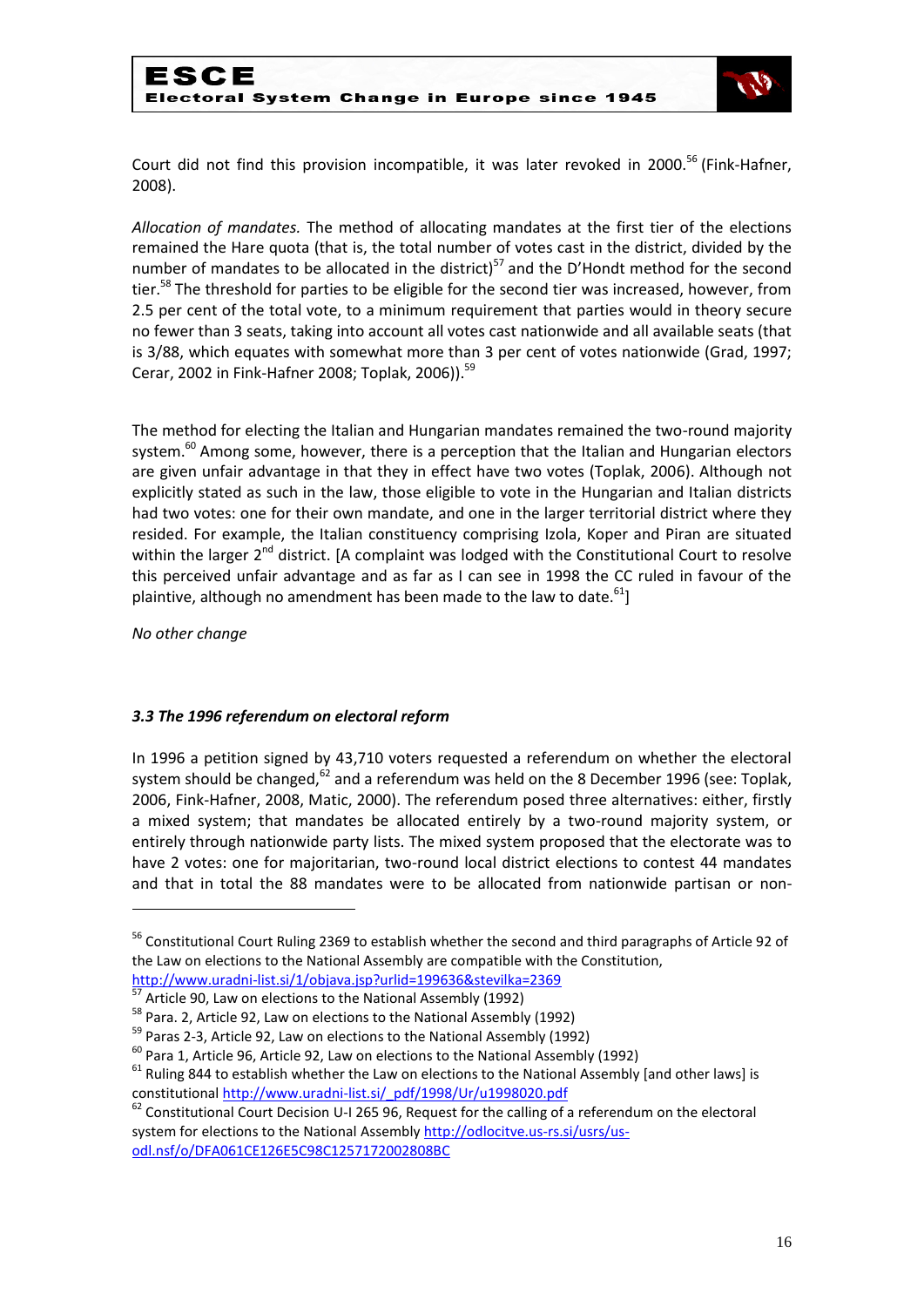Court did not find this provision incompatible, it was later revoked in 2000.[56] (Fink-Hafner, 2008).

*Allocation of mandates.* The method of allocating mandates at the first tier of the elections remained the Hare quota (that is, the total number of votes cast in the district, divided by the number of mandates to be allocated in the district)[57] and the D'Hondt method for the second tier.[58] The threshold for parties to be eligible for the second tier was increased, however, from 2.5 per cent of the total vote, to a minimum requirement that parties would in theory secure no fewer than 3 seats, taking into account all votes cast nationwide and all available seats (that is 3/88, which equates with somewhat more than 3 per cent of votes nationwide (Grad, 1997; Cerar, 2002 in Fink-Hafner 2008; Toplak, 2006)).[59]

The method for electing the Italian and Hungarian mandates remained the two-round majority system.[60] Among some, however, there is a perception that the Italian and Hungarian electors are given unfair advantage in that they in effect have two votes (Toplak, 2006). Although not explicitly stated as such in the law, those eligible to vote in the Hungarian and Italian districts had two votes: one for their own mandate, and one in the larger territorial district where they resided. For example, the Italian constituency comprising Izola, Koper and Piran are situated within the larger 2nd district. [A complaint was lodged with the Constitutional Court to resolve this perceived unfair advantage and as far as I can see in 1998 the CC ruled in favour of the plaintive, although no amendment has been made to the law to date.[61]]

*No other change*

### *3.3 The 1996 referendum on electoral reform*

In 1996 a petition signed by 43,710 voters requested a referendum on whether the electoral system should be changed,[62] and a referendum was held on the 8 December 1996 (see: Toplak, 2006, Fink-Hafner, 2008, Matic, 2000). The referendum posed three alternatives: either, firstly a mixed system; that mandates be allocated entirely by a two-round majority system, or entirely through nationwide party lists. The mixed system proposed that the electorate was to have 2 votes: one for majoritarian, two-round local district elections to contest 44 mandates and that in total the 88 mandates were to be allocated from nationwide partisan or non-

---

[56] Constitutional Court Ruling 2369 to establish whether the second and third paragraphs of Article 92 of the Law on elections to the National Assembly are compatible with the Constitution, http://www.uradni-list.si/1/objava.jsp?urlid=199636&stevilka=2369

[57] Article 90, Law on elections to the National Assembly (1992)

[58] Para. 2, Article 92, Law on elections to the National Assembly (1992)

[59] Paras 2-3, Article 92, Law on elections to the National Assembly (1992)

[60] Para 1, Article 96, Article 92, Law on elections to the National Assembly (1992)

[61] Ruling 844 to establish whether the Law on elections to the National Assembly [and other laws] is constitutional http://www.uradni-list.si/_pdf/1998/Ur/u1998020.pdf

[62] Constitutional Court Decision U-I 265 96, Request for the calling of a referendum on the electoral system for elections to the National Assembly http://odlocitve.us-rs.si/usrs/us-odl.nsf/o/DFA061CE126E5C98C1257172002808BC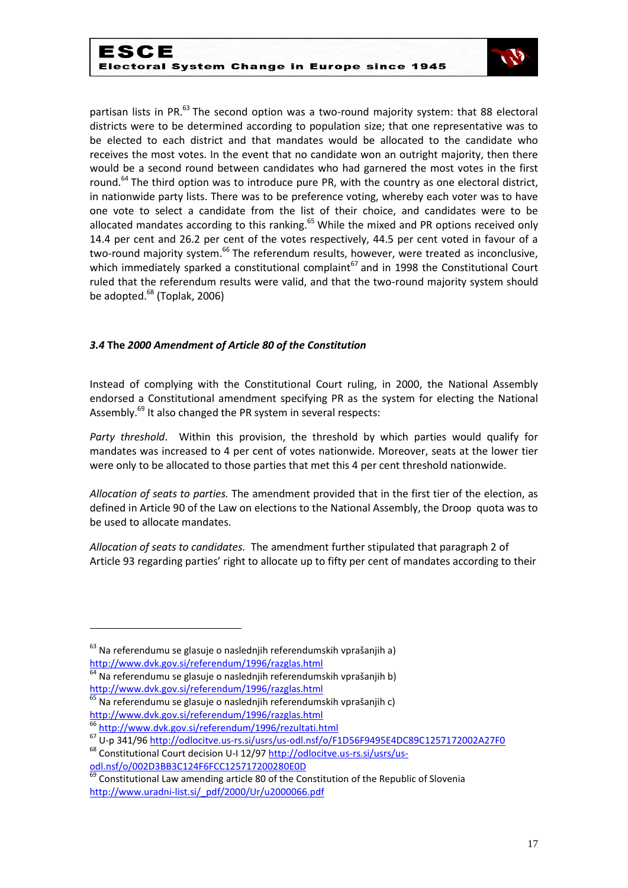partisan lists in PR.[63] The second option was a two-round majority system: that 88 electoral districts were to be determined according to population size; that one representative was to be elected to each district and that mandates would be allocated to the candidate who receives the most votes. In the event that no candidate won an outright majority, then there would be a second round between candidates who had garnered the most votes in the first round.[64] The third option was to introduce pure PR, with the country as one electoral district, in nationwide party lists. There was to be preference voting, whereby each voter was to have one vote to select a candidate from the list of their choice, and candidates were to be allocated mandates according to this ranking.[65] While the mixed and PR options received only 14.4 per cent and 26.2 per cent of the votes respectively, 44.5 per cent voted in favour of a two-round majority system.[66] The referendum results, however, were treated as inconclusive, which immediately sparked a constitutional complaint[67] and in 1998 the Constitutional Court ruled that the referendum results were valid, and that the two-round majority system should be adopted.[68] (Toplak, 2006)

### *3.4* **The** *2000 Amendment of Article 80 of the Constitution*

Instead of complying with the Constitutional Court ruling, in 2000, the National Assembly endorsed a Constitutional amendment specifying PR as the system for electing the National Assembly.[69] It also changed the PR system in several respects:

*Party threshold*. Within this provision, the threshold by which parties would qualify for mandates was increased to 4 per cent of votes nationwide. Moreover, seats at the lower tier were only to be allocated to those parties that met this 4 per cent threshold nationwide.

*Allocation of seats to parties.* The amendment provided that in the first tier of the election, as defined in Article 90 of the Law on elections to the National Assembly, the Droop quota was to be used to allocate mandates.

*Allocation of seats to candidates.* The amendment further stipulated that paragraph 2 of Article 93 regarding parties' right to allocate up to fifty per cent of mandates according to their

---

[63] Na referendumu se glasuje o naslednjih referendumskih vprašanjih a) http://www.dvk.gov.si/referendum/1996/razglas.html

[64] Na referendumu se glasuje o naslednjih referendumskih vprašanjih b) http://www.dvk.gov.si/referendum/1996/razglas.html

[65] Na referendumu se glasuje o naslednjih referendumskih vprašanjih c) http://www.dvk.gov.si/referendum/1996/razglas.html

[66] http://www.dvk.gov.si/referendum/1996/rezultati.html

[67] U-p 341/96 http://odlocitve.us-rs.si/usrs/us-odl.nsf/o/F1D56F9495E4DC89C1257172002A27F0

[68] Constitutional Court decision U-I 12/97 http://odlocitve.us-rs.si/usrs/us-odl.nsf/o/002D3BB3C124F6FCC125717200280E0D

[69] Constitutional Law amending article 80 of the Constitution of the Republic of Slovenia http://www.uradni-list.si/_pdf/2000/Ur/u2000066.pdf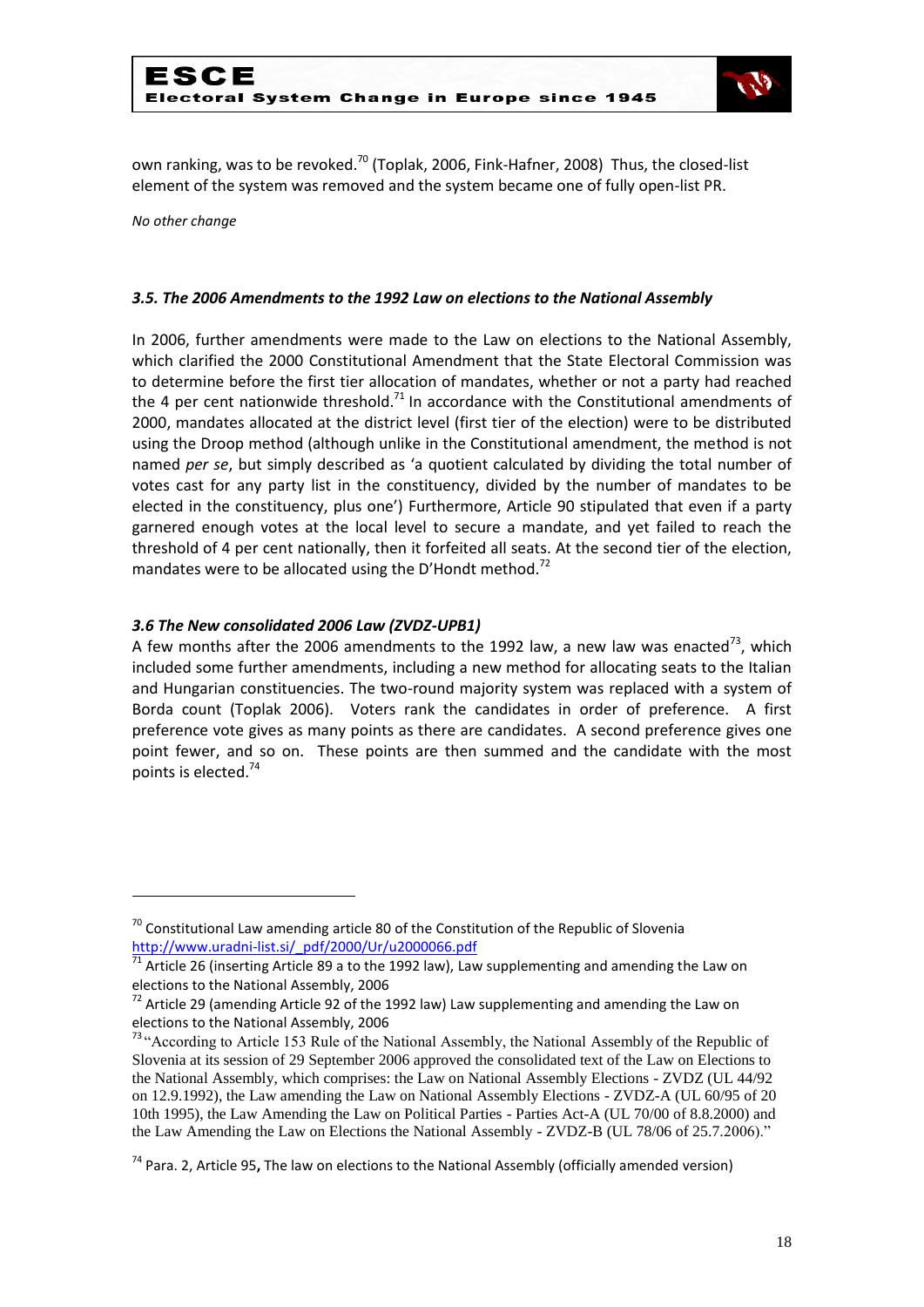own ranking, was to be revoked.[70] (Toplak, 2006, Fink-Hafner, 2008) Thus, the closed-list element of the system was removed and the system became one of fully open-list PR.

*No other change*

### *3.5. The 2006 Amendments to the 1992 Law on elections to the National Assembly*

In 2006, further amendments were made to the Law on elections to the National Assembly, which clarified the 2000 Constitutional Amendment that the State Electoral Commission was to determine before the first tier allocation of mandates, whether or not a party had reached the 4 per cent nationwide threshold.[71] In accordance with the Constitutional amendments of 2000, mandates allocated at the district level (first tier of the election) were to be distributed using the Droop method (although unlike in the Constitutional amendment, the method is not named *per se*, but simply described as 'a quotient calculated by dividing the total number of votes cast for any party list in the constituency, divided by the number of mandates to be elected in the constituency, plus one') Furthermore, Article 90 stipulated that even if a party garnered enough votes at the local level to secure a mandate, and yet failed to reach the threshold of 4 per cent nationally, then it forfeited all seats. At the second tier of the election, mandates were to be allocated using the D'Hondt method.[72]

### *3.6 The New consolidated 2006 Law (ZVDZ-UPB1)*

A few months after the 2006 amendments to the 1992 law, a new law was enacted[73], which included some further amendments, including a new method for allocating seats to the Italian and Hungarian constituencies. The two-round majority system was replaced with a system of Borda count (Toplak 2006). Voters rank the candidates in order of preference. A first preference vote gives as many points as there are candidates. A second preference gives one point fewer, and so on. These points are then summed and the candidate with the most points is elected.[74]

---

[70] Constitutional Law amending article 80 of the Constitution of the Republic of Slovenia http://www.uradni-list.si/_pdf/2000/Ur/u2000066.pdf

[71] Article 26 (inserting Article 89 a to the 1992 law), Law supplementing and amending the Law on elections to the National Assembly, 2006

[72] Article 29 (amending Article 92 of the 1992 law) Law supplementing and amending the Law on elections to the National Assembly, 2006

[73] "According to Article 153 Rule of the National Assembly, the National Assembly of the Republic of Slovenia at its session of 29 September 2006 approved the consolidated text of the Law on Elections to the National Assembly, which comprises: the Law on National Assembly Elections - ZVDZ (UL 44/92 on 12.9.1992), the Law amending the Law on National Assembly Elections - ZVDZ-A (UL 60/95 of 20 10th 1995), the Law Amending the Law on Political Parties - Parties Act-A (UL 70/00 of 8.8.2000) and the Law Amending the Law on Elections the National Assembly - ZVDZ-B (UL 78/06 of 25.7.2006)."

[74] Para. 2, Article 95**,** The law on elections to the National Assembly (officially amended version)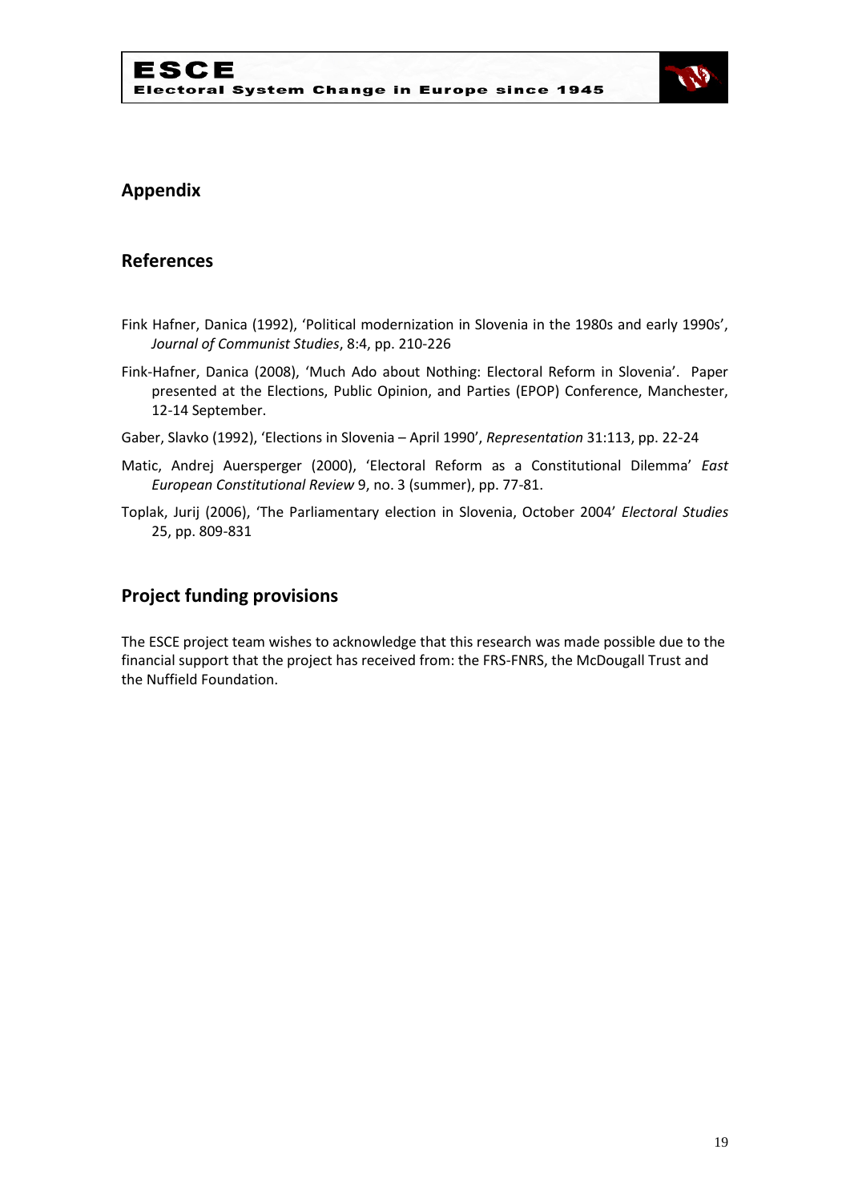## Appendix

## References

Fink Hafner, Danica (1992), 'Political modernization in Slovenia in the 1980s and early 1990s', *Journal of Communist Studies*, 8:4, pp. 210-226

Fink-Hafner, Danica (2008), 'Much Ado about Nothing: Electoral Reform in Slovenia'. Paper presented at the Elections, Public Opinion, and Parties (EPOP) Conference, Manchester, 12-14 September.

Gaber, Slavko (1992), 'Elections in Slovenia – April 1990', *Representation* 31:113, pp. 22-24

Matic, Andrej Auersperger (2000), 'Electoral Reform as a Constitutional Dilemma' *East European Constitutional Review* 9, no. 3 (summer), pp. 77-81.

Toplak, Jurij (2006), 'The Parliamentary election in Slovenia, October 2004' *Electoral Studies* 25, pp. 809-831

## Project funding provisions

The ESCE project team wishes to acknowledge that this research was made possible due to the financial support that the project has received from: the FRS-FNRS, the McDougall Trust and the Nuffield Foundation.